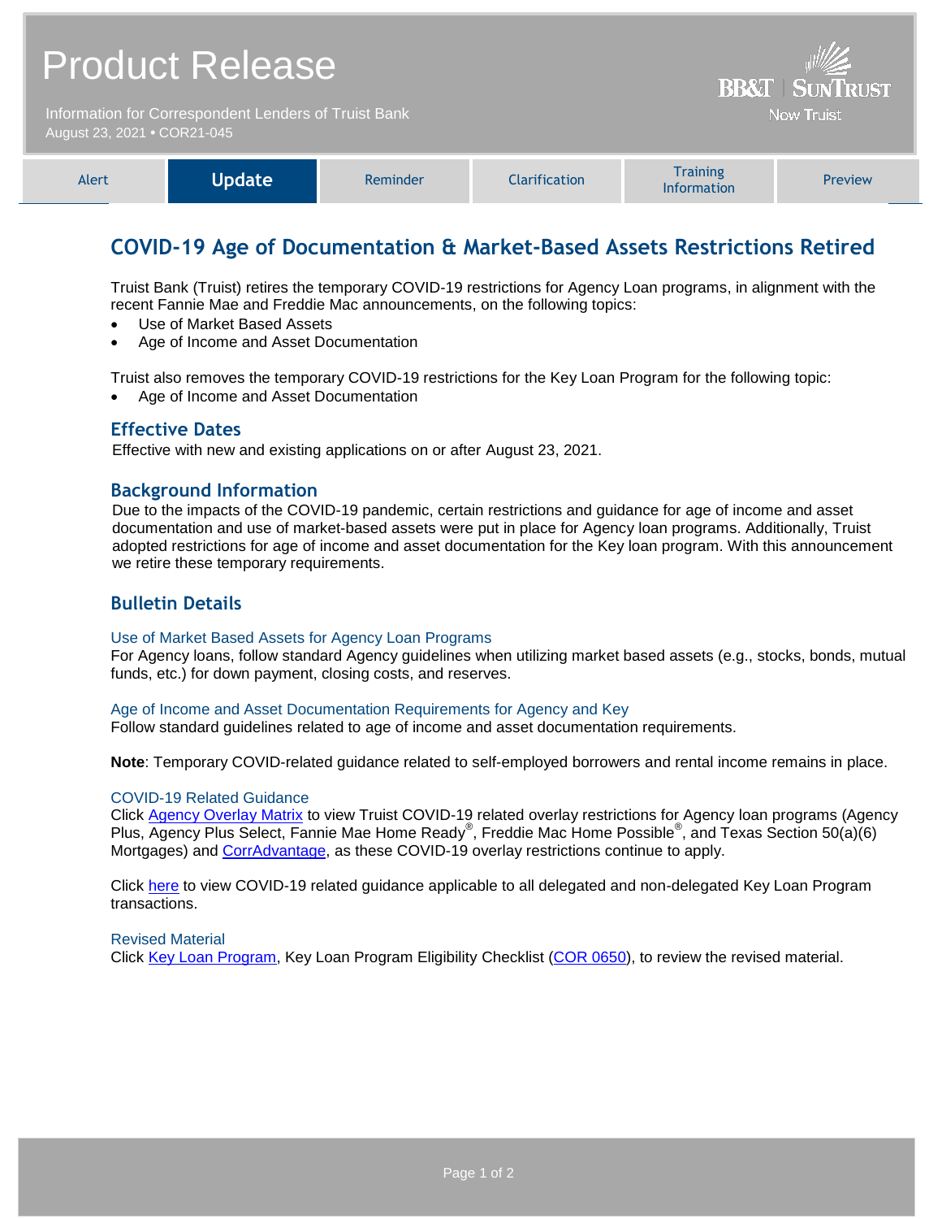# Product Release

Information for Correspondent Lenders of Truist Bank
August 23, 2021 • COR21-045

BB&T | SunTrust
Now Truist

| Alert | **Update** | Reminder | Clarification | Training Information | Preview |
|---|---|---|---|---|---|

## COVID-19 Age of Documentation & Market-Based Assets Restrictions Retired

Truist Bank (Truist) retires the temporary COVID-19 restrictions for Agency Loan programs, in alignment with the recent Fannie Mae and Freddie Mac announcements, on the following topics:

- Use of Market Based Assets
- Age of Income and Asset Documentation

Truist also removes the temporary COVID-19 restrictions for the Key Loan Program for the following topic:

- Age of Income and Asset Documentation

### Effective Dates

Effective with new and existing applications on or after August 23, 2021.

### Background Information

Due to the impacts of the COVID-19 pandemic, certain restrictions and guidance for age of income and asset documentation and use of market-based assets were put in place for Agency loan programs. Additionally, Truist adopted restrictions for age of income and asset documentation for the Key loan program. With this announcement we retire these temporary requirements.

### Bulletin Details

#### Use of Market Based Assets for Agency Loan Programs

For Agency loans, follow standard Agency guidelines when utilizing market based assets (e.g., stocks, bonds, mutual funds, etc.) for down payment, closing costs, and reserves.

#### Age of Income and Asset Documentation Requirements for Agency and Key

Follow standard guidelines related to age of income and asset documentation requirements.

**Note**: Temporary COVID-related guidance related to self-employed borrowers and rental income remains in place.

#### COVID-19 Related Guidance

Click Agency Overlay Matrix to view Truist COVID-19 related overlay restrictions for Agency loan programs (Agency Plus, Agency Plus Select, Fannie Mae Home Ready®, Freddie Mac Home Possible®, and Texas Section 50(a)(6) Mortgages) and CorrAdvantage, as these COVID-19 overlay restrictions continue to apply.

Click here to view COVID-19 related guidance applicable to all delegated and non-delegated Key Loan Program transactions.

#### Revised Material

Click Key Loan Program, Key Loan Program Eligibility Checklist (COR 0650), to review the revised material.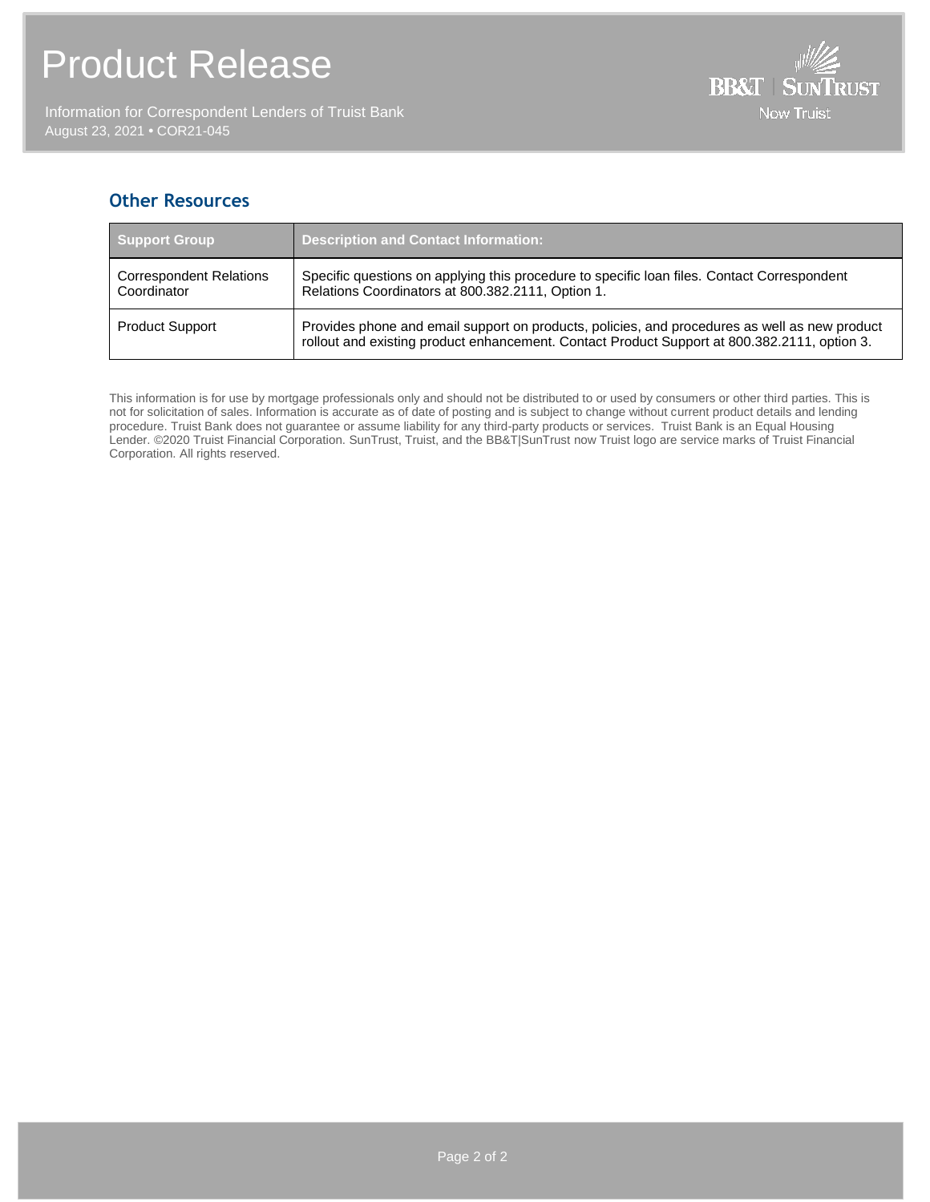## Other Resources

| Support Group | Description and Contact Information: |
|---|---|
| Correspondent Relations Coordinator | Specific questions on applying this procedure to specific loan files. Contact Correspondent Relations Coordinators at 800.382.2111, Option 1. |
| Product Support | Provides phone and email support on products, policies, and procedures as well as new product rollout and existing product enhancement. Contact Product Support at 800.382.2111, option 3. |

This information is for use by mortgage professionals only and should not be distributed to or used by consumers or other third parties. This is not for solicitation of sales. Information is accurate as of date of posting and is subject to change without current product details and lending procedure. Truist Bank does not guarantee or assume liability for any third-party products or services. Truist Bank is an Equal Housing Lender. ©2020 Truist Financial Corporation. SunTrust, Truist, and the BB&T|SunTrust now Truist logo are service marks of Truist Financial Corporation. All rights reserved.